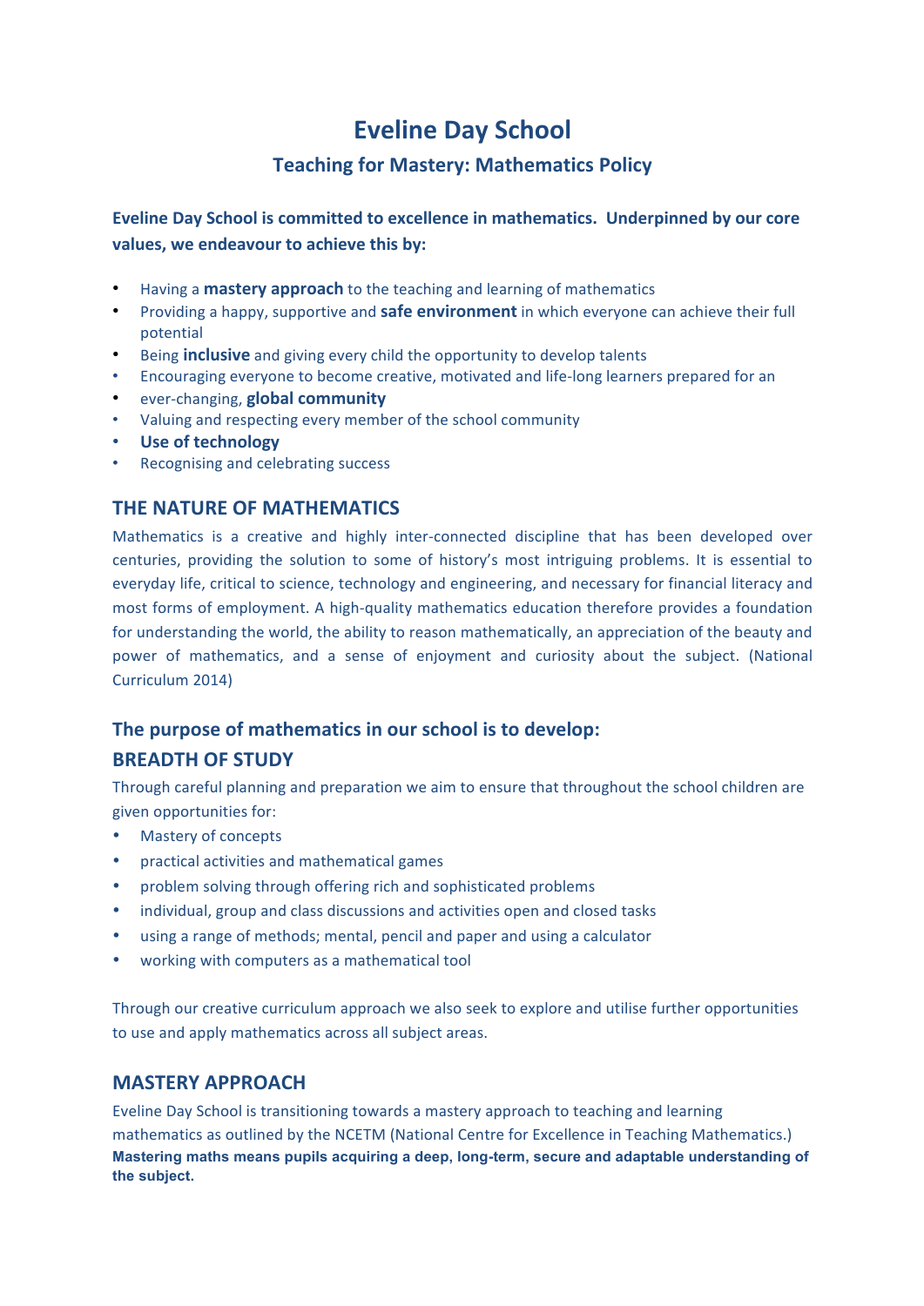# Eveline Day School

## Teaching for Mastery: Mathematics Policy

**Eveline Day School is committed to excellence in mathematics. Underpinned by our core values, we endeavour to achieve this by:**

- Having a **mastery approach** to the teaching and learning of mathematics
- Providing a happy, supportive and **safe environment** in which everyone can achieve their full potential
- Being **inclusive** and giving every child the opportunity to develop talents
- Encouraging everyone to become creative, motivated and life-long learners prepared for an
- ever-changing, **global community**
- Valuing and respecting every member of the school community
- **Use of technology**
- Recognising and celebrating success

## THE NATURE OF MATHEMATICS

Mathematics is a creative and highly inter-connected discipline that has been developed over centuries, providing the solution to some of history's most intriguing problems. It is essential to everyday life, critical to science, technology and engineering, and necessary for financial literacy and most forms of employment. A high-quality mathematics education therefore provides a foundation for understanding the world, the ability to reason mathematically, an appreciation of the beauty and power of mathematics, and a sense of enjoyment and curiosity about the subject. (National Curriculum 2014)

## The purpose of mathematics in our school is to develop:

## BREADTH OF STUDY

Through careful planning and preparation we aim to ensure that throughout the school children are given opportunities for:

- Mastery of concepts
- practical activities and mathematical games
- problem solving through offering rich and sophisticated problems
- individual, group and class discussions and activities open and closed tasks
- using a range of methods; mental, pencil and paper and using a calculator
- working with computers as a mathematical tool

Through our creative curriculum approach we also seek to explore and utilise further opportunities to use and apply mathematics across all subject areas.

## MASTERY APPROACH

Eveline Day School is transitioning towards a mastery approach to teaching and learning mathematics as outlined by the NCETM (National Centre for Excellence in Teaching Mathematics.)
**Mastering maths means pupils acquiring a deep, long-term, secure and adaptable understanding of the subject.**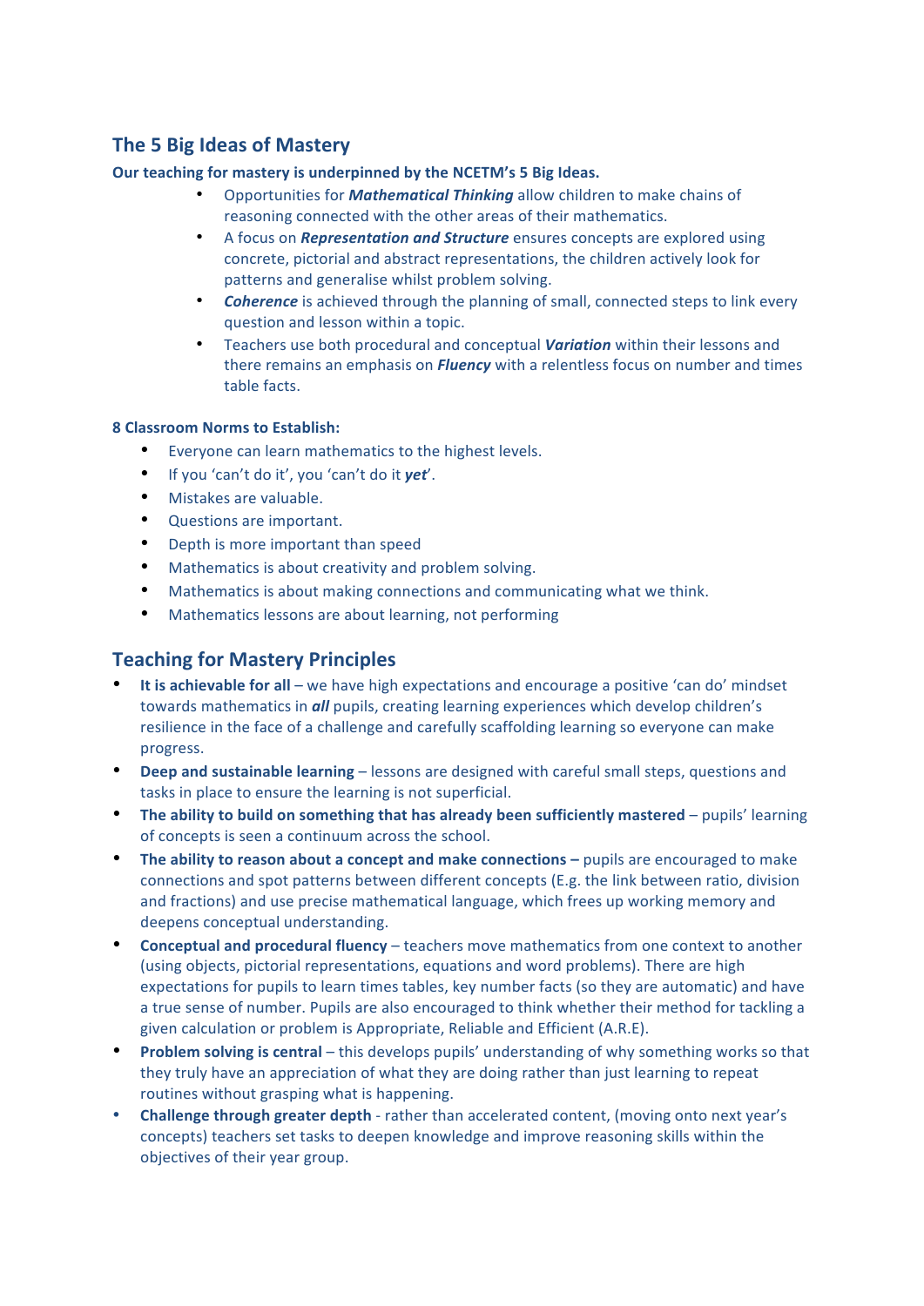## The 5 Big Ideas of Mastery

**Our teaching for mastery is underpinned by the NCETM's 5 Big Ideas.**

- Opportunities for ***Mathematical Thinking*** allow children to make chains of reasoning connected with the other areas of their mathematics.
- A focus on ***Representation and Structure*** ensures concepts are explored using concrete, pictorial and abstract representations, the children actively look for patterns and generalise whilst problem solving.
- ***Coherence*** is achieved through the planning of small, connected steps to link every question and lesson within a topic.
- Teachers use both procedural and conceptual ***Variation*** within their lessons and there remains an emphasis on ***Fluency*** with a relentless focus on number and times table facts.

**8 Classroom Norms to Establish:**

- Everyone can learn mathematics to the highest levels.
- If you 'can't do it', you 'can't do it ***yet***'.
- Mistakes are valuable.
- Questions are important.
- Depth is more important than speed
- Mathematics is about creativity and problem solving.
- Mathematics is about making connections and communicating what we think.
- Mathematics lessons are about learning, not performing

## Teaching for Mastery Principles

- **It is achievable for all** – we have high expectations and encourage a positive 'can do' mindset towards mathematics in ***all*** pupils, creating learning experiences which develop children's resilience in the face of a challenge and carefully scaffolding learning so everyone can make progress.
- **Deep and sustainable learning** – lessons are designed with careful small steps, questions and tasks in place to ensure the learning is not superficial.
- **The ability to build on something that has already been sufficiently mastered** – pupils' learning of concepts is seen a continuum across the school.
- **The ability to reason about a concept and make connections –** pupils are encouraged to make connections and spot patterns between different concepts (E.g. the link between ratio, division and fractions) and use precise mathematical language, which frees up working memory and deepens conceptual understanding.
- **Conceptual and procedural fluency** – teachers move mathematics from one context to another (using objects, pictorial representations, equations and word problems). There are high expectations for pupils to learn times tables, key number facts (so they are automatic) and have a true sense of number. Pupils are also encouraged to think whether their method for tackling a given calculation or problem is Appropriate, Reliable and Efficient (A.R.E).
- **Problem solving is central** – this develops pupils' understanding of why something works so that they truly have an appreciation of what they are doing rather than just learning to repeat routines without grasping what is happening.
- **Challenge through greater depth** - rather than accelerated content, (moving onto next year's concepts) teachers set tasks to deepen knowledge and improve reasoning skills within the objectives of their year group.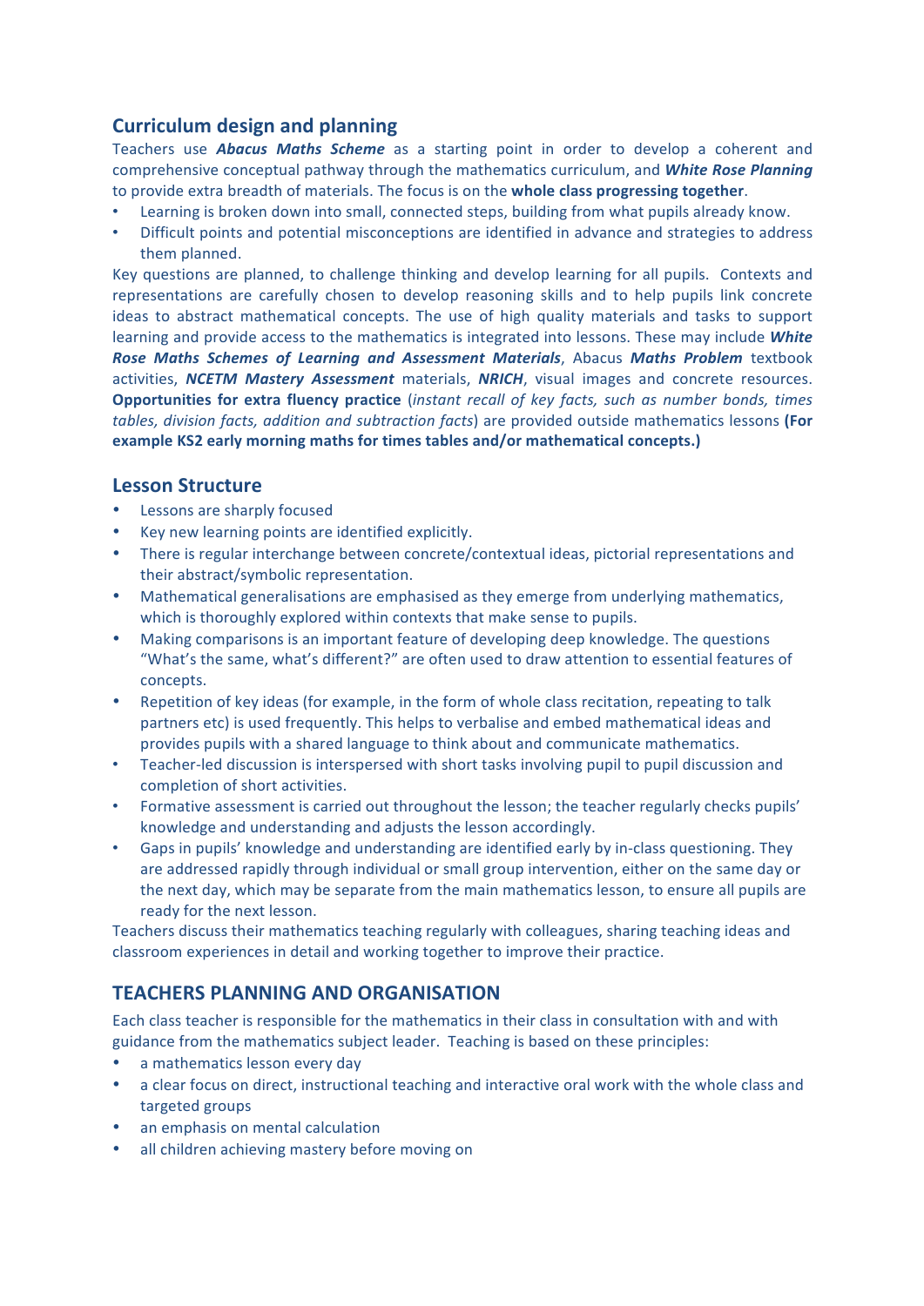## Curriculum design and planning

Teachers use ***Abacus Maths Scheme*** as a starting point in order to develop a coherent and comprehensive conceptual pathway through the mathematics curriculum, and ***White Rose Planning*** to provide extra breadth of materials. The focus is on the **whole class progressing together**.

- Learning is broken down into small, connected steps, building from what pupils already know.
- Difficult points and potential misconceptions are identified in advance and strategies to address them planned.

Key questions are planned, to challenge thinking and develop learning for all pupils. Contexts and representations are carefully chosen to develop reasoning skills and to help pupils link concrete ideas to abstract mathematical concepts. The use of high quality materials and tasks to support learning and provide access to the mathematics is integrated into lessons. These may include ***White Rose Maths Schemes of Learning and Assessment Materials***, Abacus ***Maths Problem*** textbook activities, ***NCETM Mastery Assessment*** materials, ***NRICH***, visual images and concrete resources. **Opportunities for extra fluency practice** (*instant recall of key facts, such as number bonds, times tables, division facts, addition and subtraction facts*) are provided outside mathematics lessons **(For example KS2 early morning maths for times tables and/or mathematical concepts.)**

## Lesson Structure

- Lessons are sharply focused
- Key new learning points are identified explicitly.
- There is regular interchange between concrete/contextual ideas, pictorial representations and their abstract/symbolic representation.
- Mathematical generalisations are emphasised as they emerge from underlying mathematics, which is thoroughly explored within contexts that make sense to pupils.
- Making comparisons is an important feature of developing deep knowledge. The questions "What's the same, what's different?" are often used to draw attention to essential features of concepts.
- Repetition of key ideas (for example, in the form of whole class recitation, repeating to talk partners etc) is used frequently. This helps to verbalise and embed mathematical ideas and provides pupils with a shared language to think about and communicate mathematics.
- Teacher-led discussion is interspersed with short tasks involving pupil to pupil discussion and completion of short activities.
- Formative assessment is carried out throughout the lesson; the teacher regularly checks pupils' knowledge and understanding and adjusts the lesson accordingly.
- Gaps in pupils' knowledge and understanding are identified early by in-class questioning. They are addressed rapidly through individual or small group intervention, either on the same day or the next day, which may be separate from the main mathematics lesson, to ensure all pupils are ready for the next lesson.

Teachers discuss their mathematics teaching regularly with colleagues, sharing teaching ideas and classroom experiences in detail and working together to improve their practice.

## TEACHERS PLANNING AND ORGANISATION

Each class teacher is responsible for the mathematics in their class in consultation with and with guidance from the mathematics subject leader. Teaching is based on these principles:

- a mathematics lesson every day
- a clear focus on direct, instructional teaching and interactive oral work with the whole class and targeted groups
- an emphasis on mental calculation
- all children achieving mastery before moving on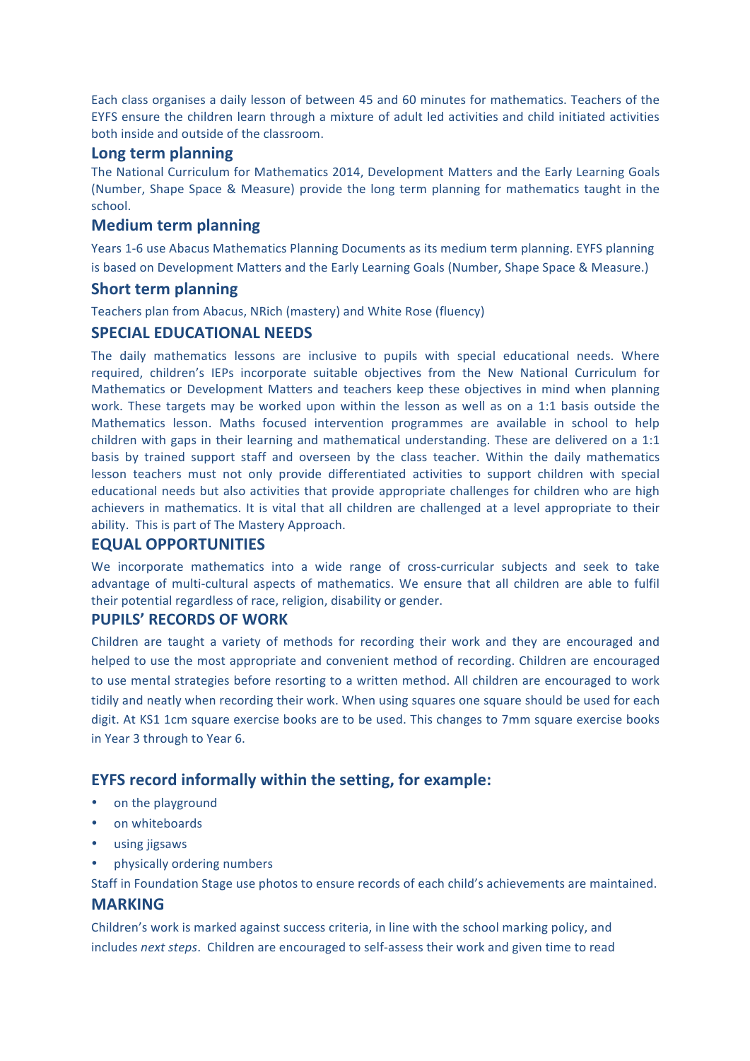Each class organises a daily lesson of between 45 and 60 minutes for mathematics. Teachers of the EYFS ensure the children learn through a mixture of adult led activities and child initiated activities both inside and outside of the classroom.

## Long term planning

The National Curriculum for Mathematics 2014, Development Matters and the Early Learning Goals (Number, Shape Space & Measure) provide the long term planning for mathematics taught in the school.

## Medium term planning

Years 1-6 use Abacus Mathematics Planning Documents as its medium term planning. EYFS planning is based on Development Matters and the Early Learning Goals (Number, Shape Space & Measure.)

## Short term planning

Teachers plan from Abacus, NRich (mastery) and White Rose (fluency)

## SPECIAL EDUCATIONAL NEEDS

The daily mathematics lessons are inclusive to pupils with special educational needs. Where required, children's IEPs incorporate suitable objectives from the New National Curriculum for Mathematics or Development Matters and teachers keep these objectives in mind when planning work. These targets may be worked upon within the lesson as well as on a 1:1 basis outside the Mathematics lesson. Maths focused intervention programmes are available in school to help children with gaps in their learning and mathematical understanding. These are delivered on a 1:1 basis by trained support staff and overseen by the class teacher. Within the daily mathematics lesson teachers must not only provide differentiated activities to support children with special educational needs but also activities that provide appropriate challenges for children who are high achievers in mathematics. It is vital that all children are challenged at a level appropriate to their ability. This is part of The Mastery Approach.

## EQUAL OPPORTUNITIES

We incorporate mathematics into a wide range of cross-curricular subjects and seek to take advantage of multi-cultural aspects of mathematics. We ensure that all children are able to fulfil their potential regardless of race, religion, disability or gender.

## PUPILS' RECORDS OF WORK

Children are taught a variety of methods for recording their work and they are encouraged and helped to use the most appropriate and convenient method of recording. Children are encouraged to use mental strategies before resorting to a written method. All children are encouraged to work tidily and neatly when recording their work. When using squares one square should be used for each digit. At KS1 1cm square exercise books are to be used. This changes to 7mm square exercise books in Year 3 through to Year 6.

## EYFS record informally within the setting, for example:

- on the playground
- on whiteboards
- using jigsaws
- physically ordering numbers

Staff in Foundation Stage use photos to ensure records of each child's achievements are maintained.

## MARKING

Children's work is marked against success criteria, in line with the school marking policy, and includes *next steps*. Children are encouraged to self-assess their work and given time to read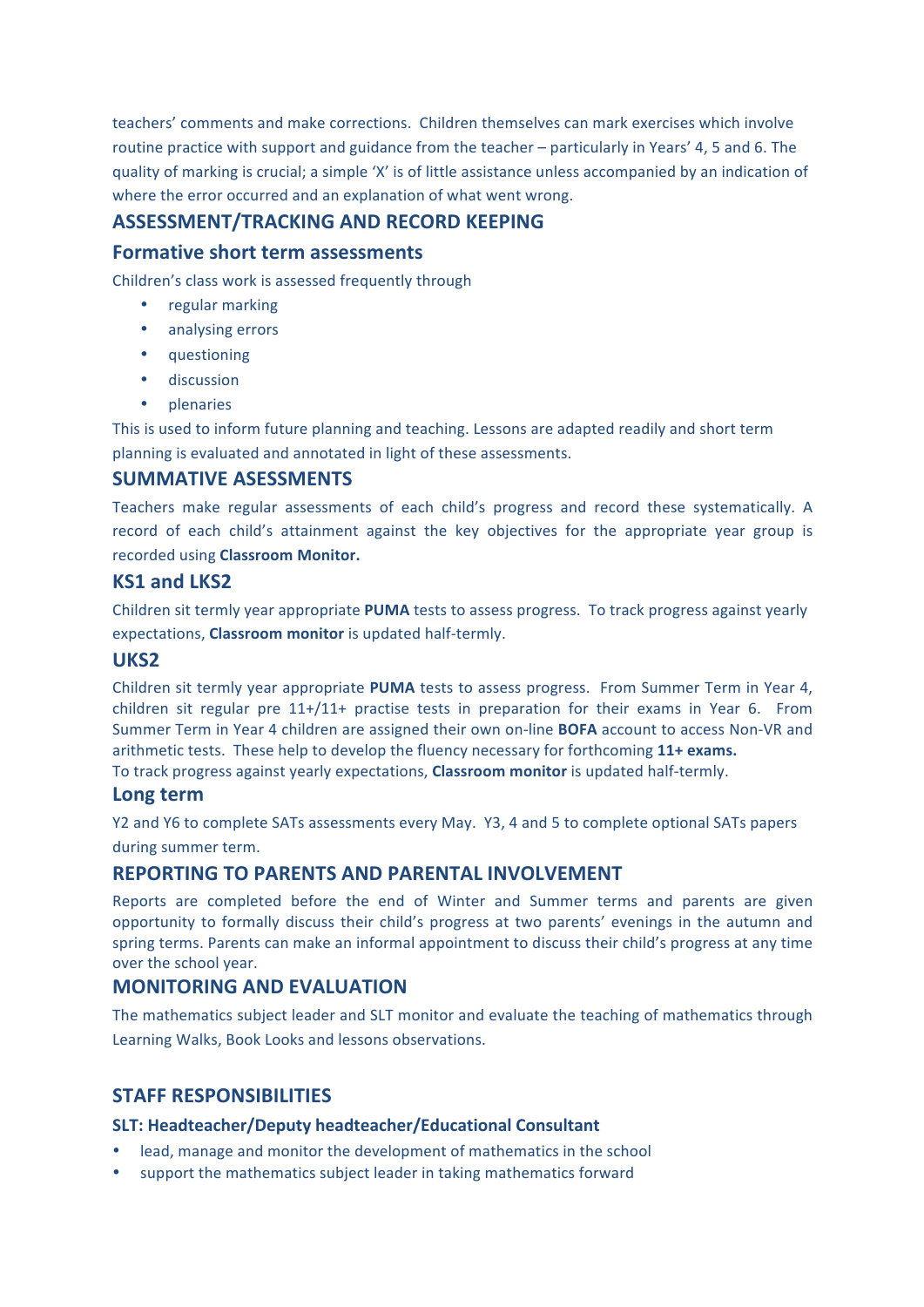teachers' comments and make corrections. Children themselves can mark exercises which involve routine practice with support and guidance from the teacher – particularly in Years' 4, 5 and 6. The quality of marking is crucial; a simple 'X' is of little assistance unless accompanied by an indication of where the error occurred and an explanation of what went wrong.

## ASSESSMENT/TRACKING AND RECORD KEEPING

### Formative short term assessments

Children's class work is assessed frequently through

- regular marking
- analysing errors
- questioning
- discussion
- plenaries

This is used to inform future planning and teaching. Lessons are adapted readily and short term planning is evaluated and annotated in light of these assessments.

### SUMMATIVE ASESSMENTS

Teachers make regular assessments of each child's progress and record these systematically. A record of each child's attainment against the key objectives for the appropriate year group is recorded using **Classroom Monitor.**

### KS1 and LKS2

Children sit termly year appropriate **PUMA** tests to assess progress. To track progress against yearly expectations, **Classroom monitor** is updated half-termly.

### UKS2

Children sit termly year appropriate **PUMA** tests to assess progress. From Summer Term in Year 4, children sit regular pre 11+/11+ practise tests in preparation for their exams in Year 6. From Summer Term in Year 4 children are assigned their own on-line **BOFA** account to access Non-VR and arithmetic tests. These help to develop the fluency necessary for forthcoming **11+ exams.**
To track progress against yearly expectations, **Classroom monitor** is updated half-termly.

### Long term

Y2 and Y6 to complete SATs assessments every May. Y3, 4 and 5 to complete optional SATs papers during summer term.

## REPORTING TO PARENTS AND PARENTAL INVOLVEMENT

Reports are completed before the end of Winter and Summer terms and parents are given opportunity to formally discuss their child's progress at two parents' evenings in the autumn and spring terms. Parents can make an informal appointment to discuss their child's progress at any time over the school year.

## MONITORING AND EVALUATION

The mathematics subject leader and SLT monitor and evaluate the teaching of mathematics through Learning Walks, Book Looks and lessons observations.

## STAFF RESPONSIBILITIES

### SLT: Headteacher/Deputy headteacher/Educational Consultant

- lead, manage and monitor the development of mathematics in the school
- support the mathematics subject leader in taking mathematics forward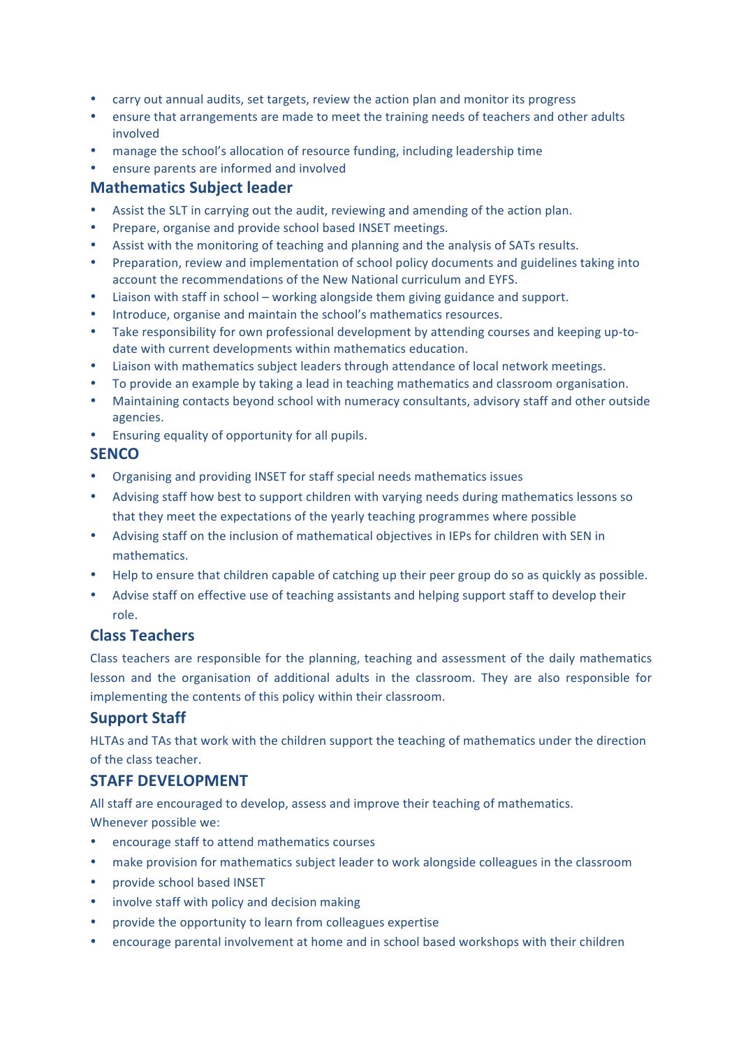- carry out annual audits, set targets, review the action plan and monitor its progress
- ensure that arrangements are made to meet the training needs of teachers and other adults involved
- manage the school's allocation of resource funding, including leadership time
- ensure parents are informed and involved

## Mathematics Subject leader

- Assist the SLT in carrying out the audit, reviewing and amending of the action plan.
- Prepare, organise and provide school based INSET meetings.
- Assist with the monitoring of teaching and planning and the analysis of SATs results.
- Preparation, review and implementation of school policy documents and guidelines taking into account the recommendations of the New National curriculum and EYFS.
- Liaison with staff in school – working alongside them giving guidance and support.
- Introduce, organise and maintain the school's mathematics resources.
- Take responsibility for own professional development by attending courses and keeping up-to-date with current developments within mathematics education.
- Liaison with mathematics subject leaders through attendance of local network meetings.
- To provide an example by taking a lead in teaching mathematics and classroom organisation.
- Maintaining contacts beyond school with numeracy consultants, advisory staff and other outside agencies.
- Ensuring equality of opportunity for all pupils.

## SENCO

- Organising and providing INSET for staff special needs mathematics issues
- Advising staff how best to support children with varying needs during mathematics lessons so that they meet the expectations of the yearly teaching programmes where possible
- Advising staff on the inclusion of mathematical objectives in IEPs for children with SEN in mathematics.
- Help to ensure that children capable of catching up their peer group do so as quickly as possible.
- Advise staff on effective use of teaching assistants and helping support staff to develop their role.

## Class Teachers

Class teachers are responsible for the planning, teaching and assessment of the daily mathematics lesson and the organisation of additional adults in the classroom. They are also responsible for implementing the contents of this policy within their classroom.

## Support Staff

HLTAs and TAs that work with the children support the teaching of mathematics under the direction of the class teacher.

## STAFF DEVELOPMENT

All staff are encouraged to develop, assess and improve their teaching of mathematics.
Whenever possible we:

- encourage staff to attend mathematics courses
- make provision for mathematics subject leader to work alongside colleagues in the classroom
- provide school based INSET
- involve staff with policy and decision making
- provide the opportunity to learn from colleagues expertise
- encourage parental involvement at home and in school based workshops with their children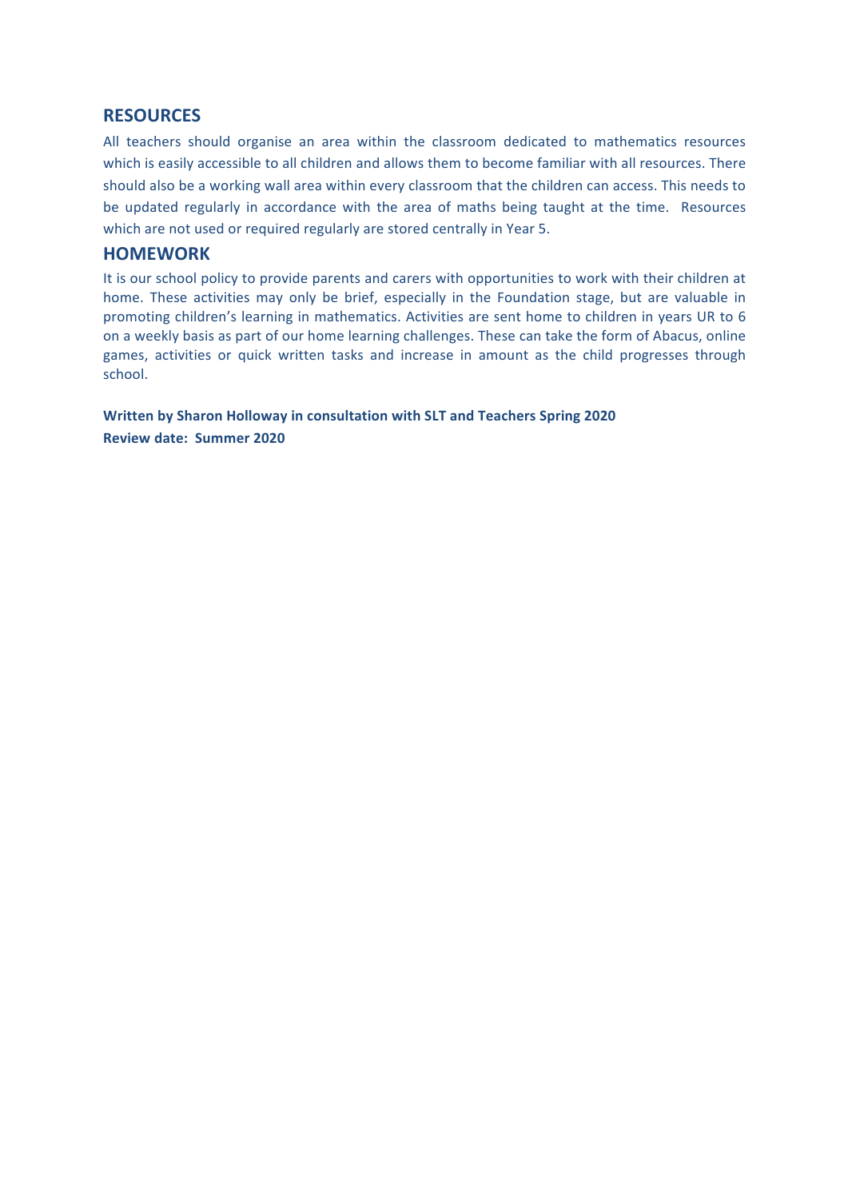## RESOURCES

All teachers should organise an area within the classroom dedicated to mathematics resources which is easily accessible to all children and allows them to become familiar with all resources. There should also be a working wall area within every classroom that the children can access. This needs to be updated regularly in accordance with the area of maths being taught at the time. Resources which are not used or required regularly are stored centrally in Year 5.

## HOMEWORK

It is our school policy to provide parents and carers with opportunities to work with their children at home. These activities may only be brief, especially in the Foundation stage, but are valuable in promoting children's learning in mathematics. Activities are sent home to children in years UR to 6 on a weekly basis as part of our home learning challenges. These can take the form of Abacus, online games, activities or quick written tasks and increase in amount as the child progresses through school.

**Written by Sharon Holloway in consultation with SLT and Teachers Spring 2020**
**Review date: Summer 2020**